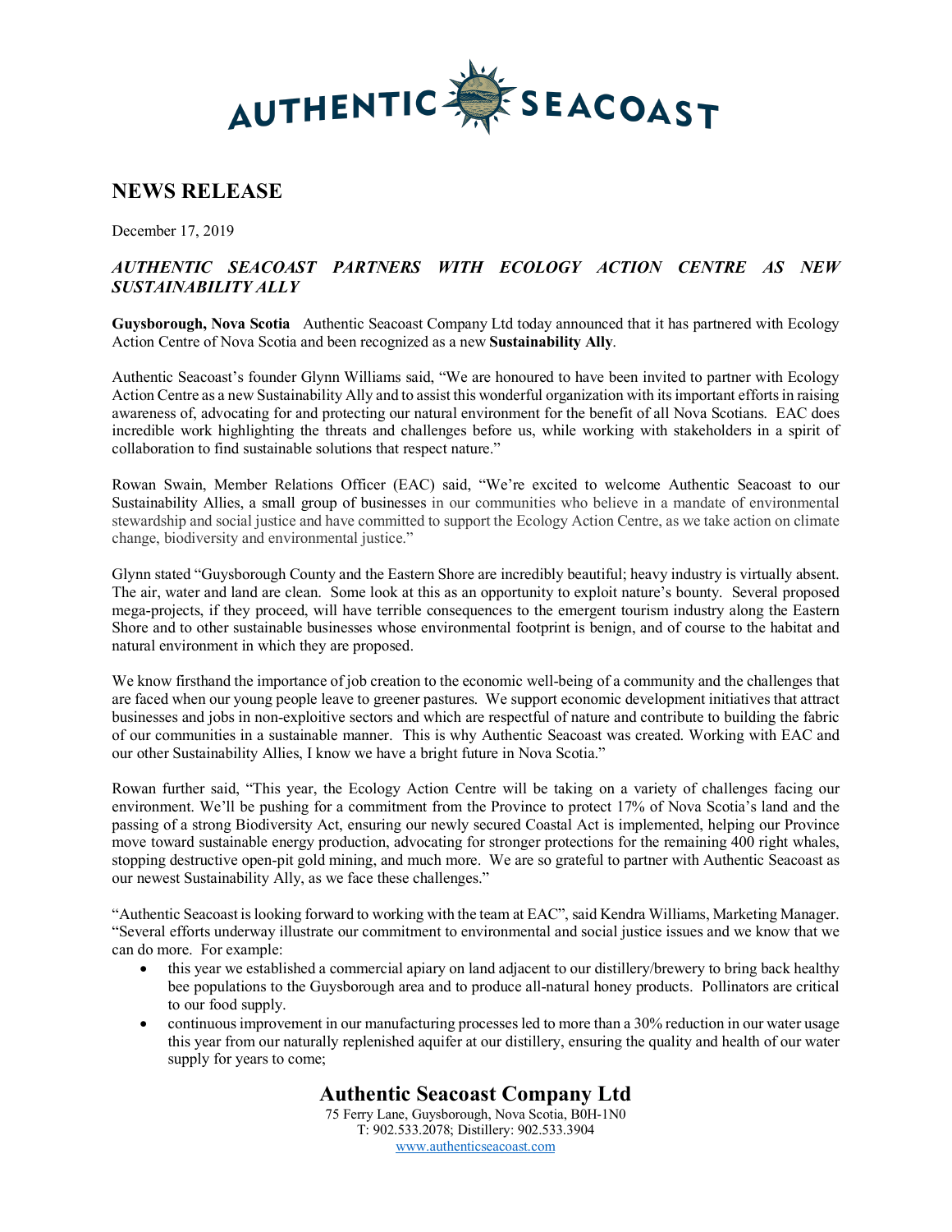# AUTHENTIC SEACOAST

## NEWS RELEASE

December 17, 2019

### *AUTHENTIC SEACOAST PARTNERS WITH ECOLOGY ACTION CENTRE AS NEW SUSTAINABILITY ALLY*

**Guysborough, Nova Scotia** Authentic Seacoast Company Ltd today announced that it has partnered with Ecology Action Centre of Nova Scotia and been recognized as a new **Sustainability Ally**.

Authentic Seacoast's founder Glynn Williams said, "We are honoured to have been invited to partner with Ecology Action Centre as a new Sustainability Ally and to assist this wonderful organization with its important efforts in raising awareness of, advocating for and protecting our natural environment for the benefit of all Nova Scotians. EAC does incredible work highlighting the threats and challenges before us, while working with stakeholders in a spirit of collaboration to find sustainable solutions that respect nature."

Rowan Swain, Member Relations Officer (EAC) said, "We're excited to welcome Authentic Seacoast to our Sustainability Allies, a small group of businesses in our communities who believe in a mandate of environmental stewardship and social justice and have committed to support the Ecology Action Centre, as we take action on climate change, biodiversity and environmental justice."

Glynn stated "Guysborough County and the Eastern Shore are incredibly beautiful; heavy industry is virtually absent. The air, water and land are clean. Some look at this as an opportunity to exploit nature's bounty. Several proposed mega-projects, if they proceed, will have terrible consequences to the emergent tourism industry along the Eastern Shore and to other sustainable businesses whose environmental footprint is benign, and of course to the habitat and natural environment in which they are proposed.

We know firsthand the importance of job creation to the economic well-being of a community and the challenges that are faced when our young people leave to greener pastures. We support economic development initiatives that attract businesses and jobs in non-exploitive sectors and which are respectful of nature and contribute to building the fabric of our communities in a sustainable manner. This is why Authentic Seacoast was created. Working with EAC and our other Sustainability Allies, I know we have a bright future in Nova Scotia."

Rowan further said, "This year, the Ecology Action Centre will be taking on a variety of challenges facing our environment. We'll be pushing for a commitment from the Province to protect 17% of Nova Scotia's land and the passing of a strong Biodiversity Act, ensuring our newly secured Coastal Act is implemented, helping our Province move toward sustainable energy production, advocating for stronger protections for the remaining 400 right whales, stopping destructive open-pit gold mining, and much more. We are so grateful to partner with Authentic Seacoast as our newest Sustainability Ally, as we face these challenges."

"Authentic Seacoast is looking forward to working with the team at EAC", said Kendra Williams, Marketing Manager. "Several efforts underway illustrate our commitment to environmental and social justice issues and we know that we can do more. For example:

- this year we established a commercial apiary on land adjacent to our distillery/brewery to bring back healthy bee populations to the Guysborough area and to produce all-natural honey products. Pollinators are critical to our food supply.
- continuous improvement in our manufacturing processes led to more than a 30% reduction in our water usage this year from our naturally replenished aquifer at our distillery, ensuring the quality and health of our water supply for years to come;

**Authentic Seacoast Company Ltd**
75 Ferry Lane, Guysborough, Nova Scotia, B0H-1N0
T: 902.533.2078; Distillery: 902.533.3904
www.authenticseacoast.com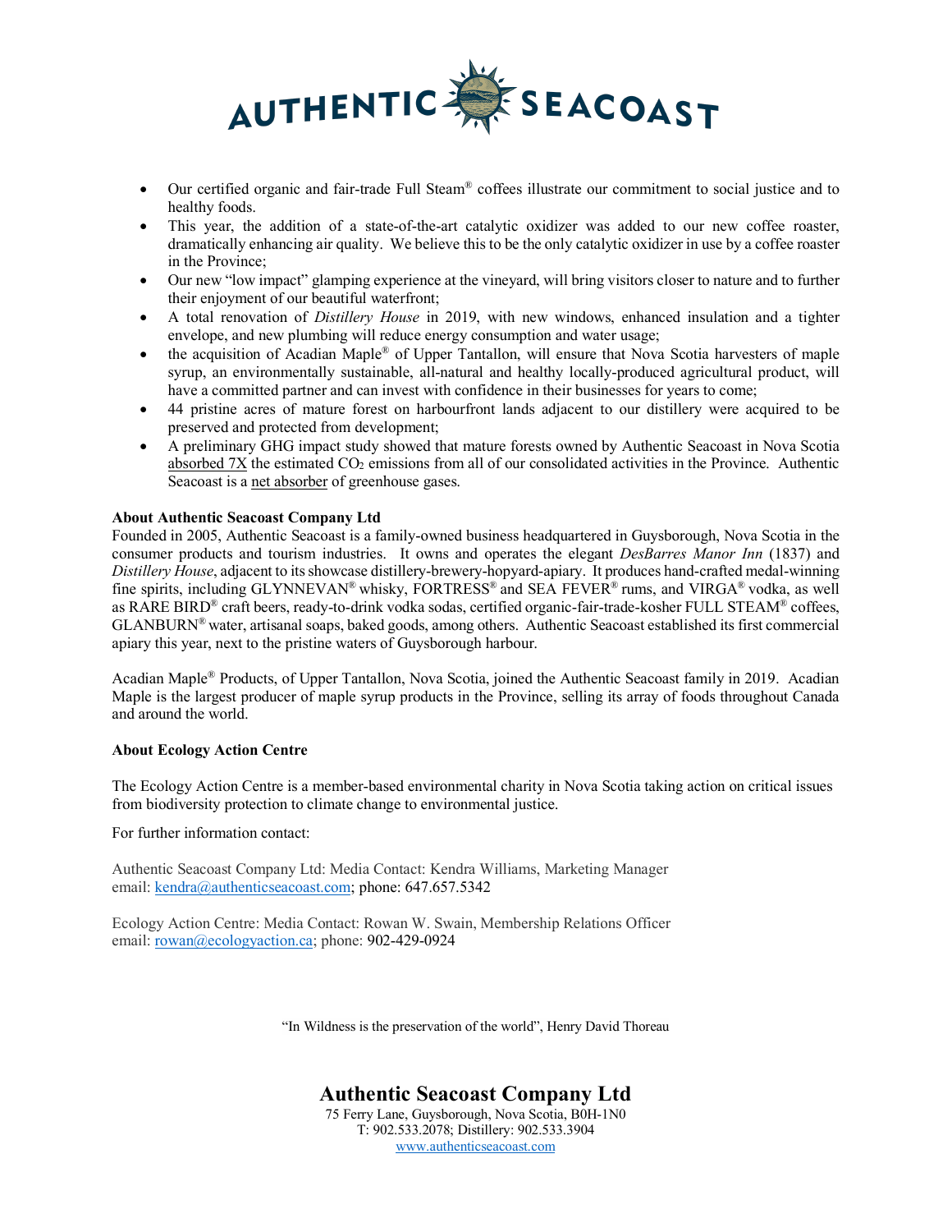- Our certified organic and fair-trade Full Steam® coffees illustrate our commitment to social justice and to healthy foods.
- This year, the addition of a state-of-the-art catalytic oxidizer was added to our new coffee roaster, dramatically enhancing air quality. We believe this to be the only catalytic oxidizer in use by a coffee roaster in the Province;
- Our new "low impact" glamping experience at the vineyard, will bring visitors closer to nature and to further their enjoyment of our beautiful waterfront;
- A total renovation of *Distillery House* in 2019, with new windows, enhanced insulation and a tighter envelope, and new plumbing will reduce energy consumption and water usage;
- the acquisition of Acadian Maple® of Upper Tantallon, will ensure that Nova Scotia harvesters of maple syrup, an environmentally sustainable, all-natural and healthy locally-produced agricultural product, will have a committed partner and can invest with confidence in their businesses for years to come;
- 44 pristine acres of mature forest on harbourfront lands adjacent to our distillery were acquired to be preserved and protected from development;
- A preliminary GHG impact study showed that mature forests owned by Authentic Seacoast in Nova Scotia absorbed 7X the estimated $CO_2$ emissions from all of our consolidated activities in the Province. Authentic Seacoast is a net absorber of greenhouse gases.

**About Authentic Seacoast Company Ltd**

Founded in 2005, Authentic Seacoast is a family-owned business headquartered in Guysborough, Nova Scotia in the consumer products and tourism industries. It owns and operates the elegant *DesBarres Manor Inn* (1837) and *Distillery House*, adjacent to its showcase distillery-brewery-hopyard-apiary. It produces hand-crafted medal-winning fine spirits, including GLYNNEVAN® whisky, FORTRESS® and SEA FEVER® rums, and VIRGA® vodka, as well as RARE BIRD® craft beers, ready-to-drink vodka sodas, certified organic-fair-trade-kosher FULL STEAM® coffees, GLANBURN® water, artisanal soaps, baked goods, among others. Authentic Seacoast established its first commercial apiary this year, next to the pristine waters of Guysborough harbour.

Acadian Maple® Products, of Upper Tantallon, Nova Scotia, joined the Authentic Seacoast family in 2019. Acadian Maple is the largest producer of maple syrup products in the Province, selling its array of foods throughout Canada and around the world.

**About Ecology Action Centre**

The Ecology Action Centre is a member-based environmental charity in Nova Scotia taking action on critical issues from biodiversity protection to climate change to environmental justice.

For further information contact:

Authentic Seacoast Company Ltd: Media Contact: Kendra Williams, Marketing Manager
email: kendra@authenticseacoast.com; phone: 647.657.5342

Ecology Action Centre: Media Contact: Rowan W. Swain, Membership Relations Officer
email: rowan@ecologyaction.ca; phone: 902-429-0924

"In Wildness is the preservation of the world", Henry David Thoreau

**Authentic Seacoast Company Ltd**
75 Ferry Lane, Guysborough, Nova Scotia, B0H-1N0
T: 902.533.2078; Distillery: 902.533.3904
www.authenticseacoast.com